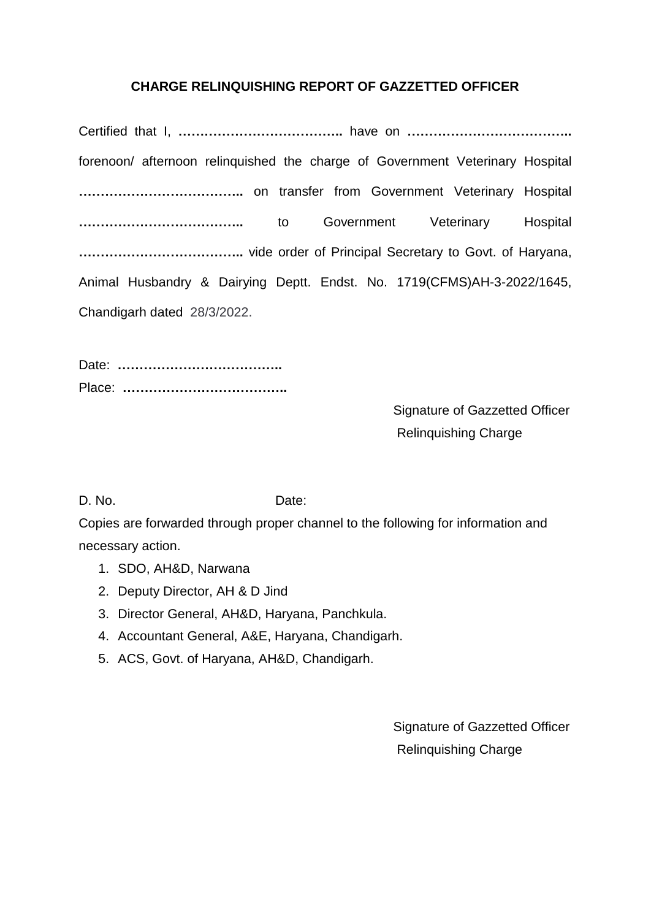**CHARGE RELINQUISHING REPORT OF GAZZETTED OFFICER**

Certified that I, **………………………………..** have on **………………………………..** forenoon/ afternoon relinquished the charge of Government Veterinary Hospital **………………………………..** on transfer from Government Veterinary Hospital **………………………………..** to Government Veterinary Hospital **………………………………..** vide order of Principal Secretary to Govt. of Haryana, Animal Husbandry & Dairying Deptt. Endst. No. 1719(CFMS)AH-3-2022/1645, Chandigarh dated 28/3/2022.

Date: **………………………………..**
Place: **………………………………..**

Signature of Gazzetted Officer
Relinquishing Charge

D. No. Date:

Copies are forwarded through proper channel to the following for information and necessary action.

1. SDO, AH&D, Narwana
2. Deputy Director, AH & D Jind
3. Director General, AH&D, Haryana, Panchkula.
4. Accountant General, A&E, Haryana, Chandigarh.
5. ACS, Govt. of Haryana, AH&D, Chandigarh.

Signature of Gazzetted Officer
Relinquishing Charge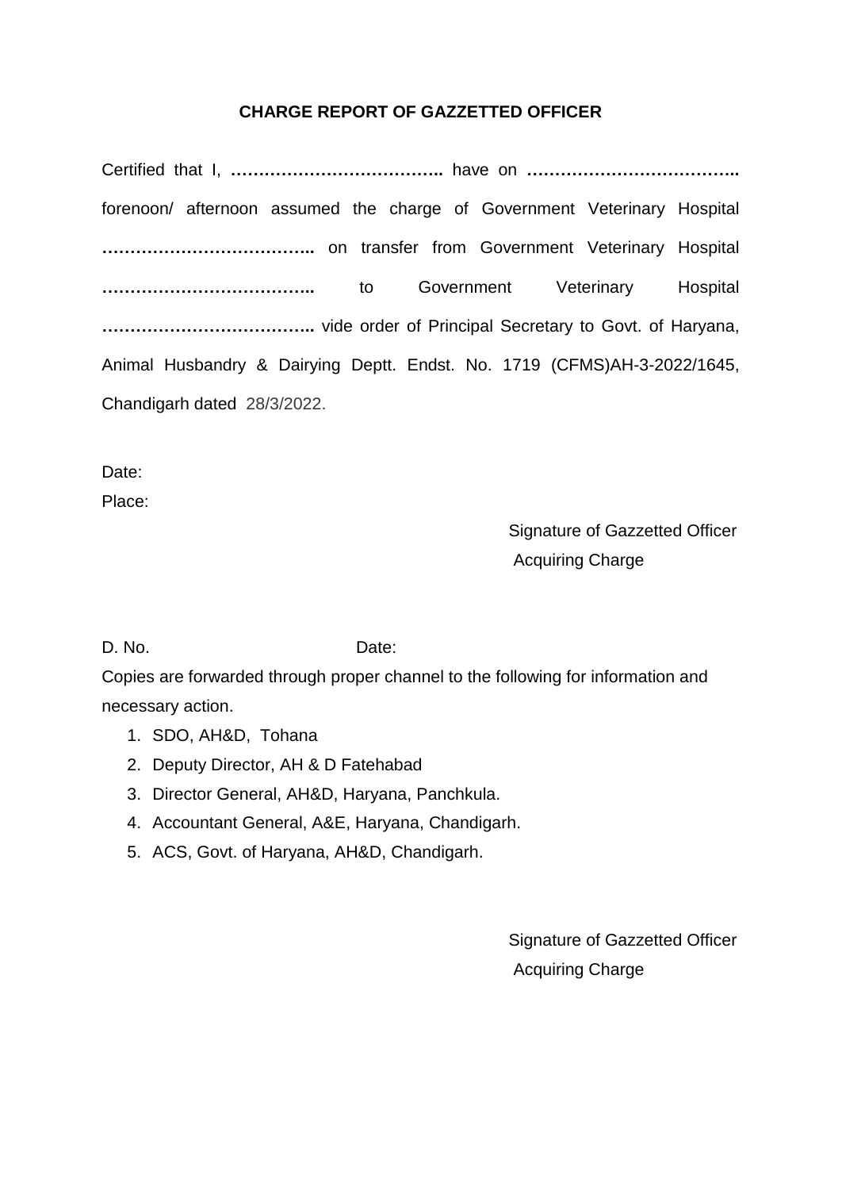**CHARGE REPORT OF GAZZETTED OFFICER**

Certified that I, **………………………………..** have on **………………………………..** forenoon/ afternoon assumed the charge of Government Veterinary Hospital **………………………………..** on transfer from Government Veterinary Hospital **………………………………..** to Government Veterinary Hospital **………………………………..** vide order of Principal Secretary to Govt. of Haryana, Animal Husbandry & Dairying Deptt. Endst. No. 1719 (CFMS)AH-3-2022/1645, Chandigarh dated 28/3/2022.

Date:

Place:

Signature of Gazzetted Officer
Acquiring Charge

D. No. Date:

Copies are forwarded through proper channel to the following for information and necessary action.

1. SDO, AH&D, Tohana
2. Deputy Director, AH & D Fatehabad
3. Director General, AH&D, Haryana, Panchkula.
4. Accountant General, A&E, Haryana, Chandigarh.
5. ACS, Govt. of Haryana, AH&D, Chandigarh.

Signature of Gazzetted Officer
Acquiring Charge